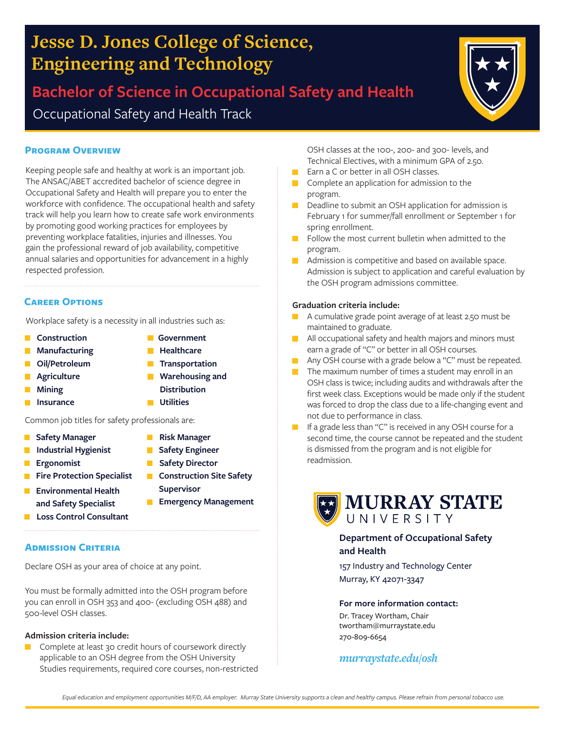# Jesse D. Jones College of Science, Engineering and Technology

## Bachelor of Science in Occupational Safety and Health

Occupational Safety and Health Track

### Program Overview

Keeping people safe and healthy at work is an important job. The ANSAC/ABET accredited bachelor of science degree in Occupational Safety and Health will prepare you to enter the workforce with confidence. The occupational health and safety track will help you learn how to create safe work environments by promoting good working practices for employees by preventing workplace fatalities, injuries and illnesses. You gain the professional reward of job availability, competitive annual salaries and opportunities for advancement in a highly respected profession.

### Career Options

Workplace safety is a necessity in all industries such as:

- **Construction**
- **Manufacturing**
- **Oil/Petroleum**
- **Agriculture**
- **Mining**
- **Insurance**
- **Government**
- **Healthcare**
- **Transportation**
- **Warehousing and Distribution**
- **Utilities**

Common job titles for safety professionals are:

- **Safety Manager**
- **Industrial Hygienist**
- **Ergonomist**
- **Fire Protection Specialist**
- **Environmental Health and Safety Specialist**
- **Loss Control Consultant**
- **Risk Manager**
- **Safety Engineer**
- **Safety Director**
- **Construction Site Safety Supervisor**
- **Emergency Management**

### Admission Criteria

Declare OSH as your area of choice at any point.

You must be formally admitted into the OSH program before you can enroll in OSH 353 and 400- (excluding OSH 488) and 500-level OSH classes.

**Admission criteria include:**

- Complete at least 30 credit hours of coursework directly applicable to an OSH degree from the OSH University Studies requirements, required core courses, non-restricted OSH classes at the 100-, 200- and 300- levels, and Technical Electives, with a minimum GPA of 2.50.
- Earn a C or better in all OSH classes.
- Complete an application for admission to the program.
- Deadline to submit an OSH application for admission is February 1 for summer/fall enrollment or September 1 for spring enrollment.
- Follow the most current bulletin when admitted to the program.
- Admission is competitive and based on available space. Admission is subject to application and careful evaluation by the OSH program admissions committee.

**Graduation criteria include:**

- A cumulative grade point average of at least 2.50 must be maintained to graduate.
- All occupational safety and health majors and minors must earn a grade of "C" or better in all OSH courses.
- Any OSH course with a grade below a "C" must be repeated.
- The maximum number of times a student may enroll in an OSH class is twice; including audits and withdrawals after the first week class. Exceptions would be made only if the student was forced to drop the class due to a life-changing event and not due to performance in class.
- If a grade less than "C" is received in any OSH course for a second time, the course cannot be repeated and the student is dismissed from the program and is not eligible for readmission.

**MURRAY STATE UNIVERSITY**

**Department of Occupational Safety and Health**

157 Industry and Technology Center
Murray, KY 42071-3347

**For more information contact:**

Dr. Tracey Wortham, Chair
twortham@murraystate.edu
270-809-6654

*murraystate.edu/osh*

*Equal education and employment opportunities M/F/D, AA employer. Murray State University supports a clean and healthy campus. Please refrain from personal tobacco use.*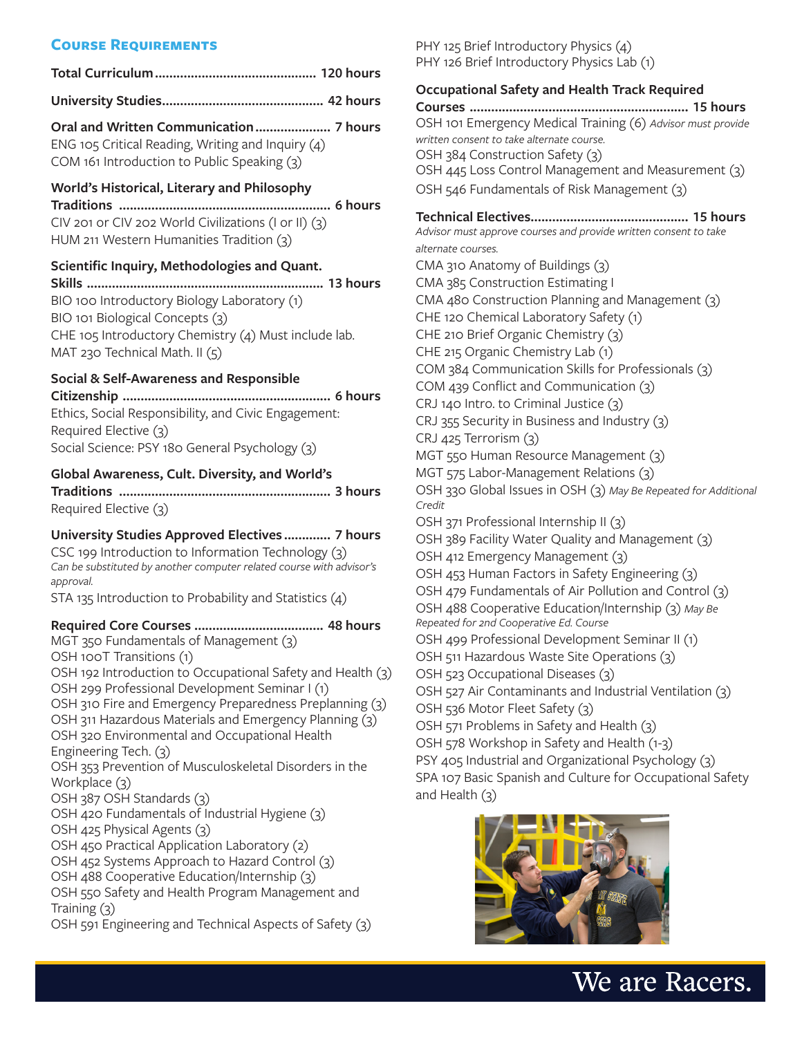## Course Requirements

**Total Curriculum............................................ 120 hours**

**University Studies............................................ 42 hours**

**Oral and Written Communication..................... 7 hours**
ENG 105 Critical Reading, Writing and Inquiry (4)
COM 161 Introduction to Public Speaking (3)

**World's Historical, Literary and Philosophy Traditions .......................................................... 6 hours**
CIV 201 or CIV 202 World Civilizations (I or II) (3)
HUM 211 Western Humanities Tradition (3)

**Scientific Inquiry, Methodologies and Quant. Skills ................................................................. 13 hours**
BIO 100 Introductory Biology Laboratory (1)
BIO 101 Biological Concepts (3)
CHE 105 Introductory Chemistry (4) Must include lab.
MAT 230 Technical Math. II (5)

**Social & Self-Awareness and Responsible Citizenship ......................................................... 6 hours**
Ethics, Social Responsibility, and Civic Engagement: Required Elective (3)
Social Science: PSY 180 General Psychology (3)

**Global Awareness, Cult. Diversity, and World's Traditions .......................................................... 3 hours**
Required Elective (3)

**University Studies Approved Electives............. 7 hours**
CSC 199 Introduction to Information Technology (3)
*Can be substituted by another computer related course with advisor's approval.*
STA 135 Introduction to Probability and Statistics (4)

**Required Core Courses .................................... 48 hours**
MGT 350 Fundamentals of Management (3)
OSH 100T Transitions (1)
OSH 192 Introduction to Occupational Safety and Health (3)
OSH 299 Professional Development Seminar I (1)
OSH 310 Fire and Emergency Preparedness Preplanning (3)
OSH 311 Hazardous Materials and Emergency Planning (3)
OSH 320 Environmental and Occupational Health Engineering Tech. (3)
OSH 353 Prevention of Musculoskeletal Disorders in the Workplace (3)
OSH 387 OSH Standards (3)
OSH 420 Fundamentals of Industrial Hygiene (3)
OSH 425 Physical Agents (3)
OSH 450 Practical Application Laboratory (2)
OSH 452 Systems Approach to Hazard Control (3)
OSH 488 Cooperative Education/Internship (3)
OSH 550 Safety and Health Program Management and Training (3)
OSH 591 Engineering and Technical Aspects of Safety (3)
PHY 125 Brief Introductory Physics (4)
PHY 126 Brief Introductory Physics Lab (1)

**Occupational Safety and Health Track Required Courses ............................................................ 15 hours**
OSH 101 Emergency Medical Training (6) *Advisor must provide written consent to take alternate course.*
OSH 384 Construction Safety (3)
OSH 445 Loss Control Management and Measurement (3)
OSH 546 Fundamentals of Risk Management (3)

**Technical Electives............................................ 15 hours**
*Advisor must approve courses and provide written consent to take alternate courses.*
CMA 310 Anatomy of Buildings (3)
CMA 385 Construction Estimating I
CMA 480 Construction Planning and Management (3)
CHE 120 Chemical Laboratory Safety (1)
CHE 210 Brief Organic Chemistry (3)
CHE 215 Organic Chemistry Lab (1)
COM 384 Communication Skills for Professionals (3)
COM 439 Conflict and Communication (3)
CRJ 140 Intro. to Criminal Justice (3)
CRJ 355 Security in Business and Industry (3)
CRJ 425 Terrorism (3)
MGT 550 Human Resource Management (3)
MGT 575 Labor-Management Relations (3)
OSH 330 Global Issues in OSH (3) *May Be Repeated for Additional Credit*
OSH 371 Professional Internship II (3)
OSH 389 Facility Water Quality and Management (3)
OSH 412 Emergency Management (3)
OSH 453 Human Factors in Safety Engineering (3)
OSH 479 Fundamentals of Air Pollution and Control (3)
OSH 488 Cooperative Education/Internship (3) *May Be Repeated for 2nd Cooperative Ed. Course*
OSH 499 Professional Development Seminar II (1)
OSH 511 Hazardous Waste Site Operations (3)
OSH 523 Occupational Diseases (3)
OSH 527 Air Contaminants and Industrial Ventilation (3)
OSH 536 Motor Fleet Safety (3)
OSH 571 Problems in Safety and Health (3)
OSH 578 Workshop in Safety and Health (1-3)
PSY 405 Industrial and Organizational Psychology (3)
SPA 107 Basic Spanish and Culture for Occupational Safety and Health (3)

We are Racers.